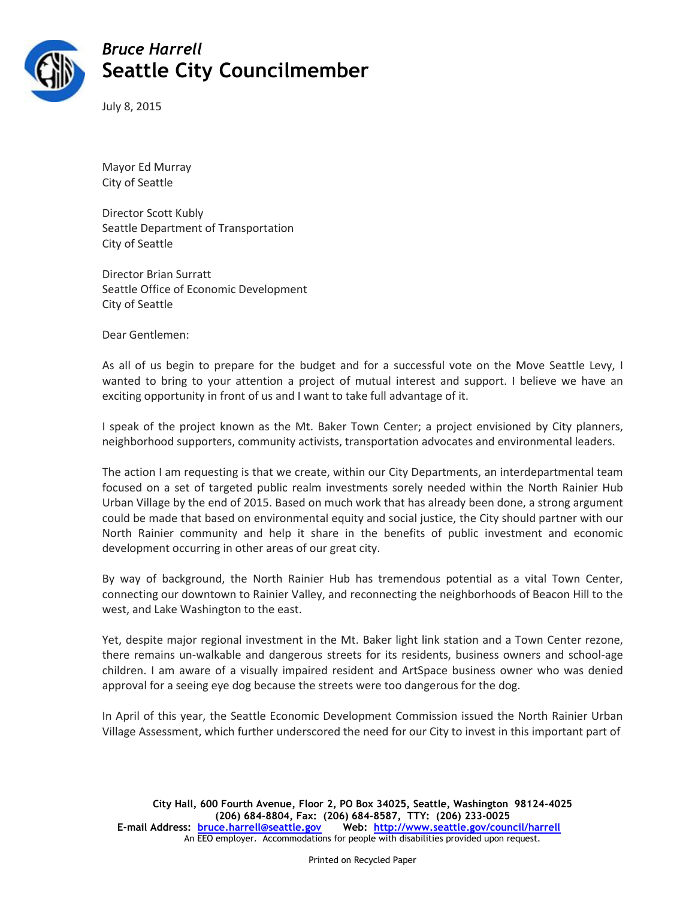*Bruce Harrell*
# Seattle City Councilmember

July 8, 2015

Mayor Ed Murray
City of Seattle

Director Scott Kubly
Seattle Department of Transportation
City of Seattle

Director Brian Surratt
Seattle Office of Economic Development
City of Seattle

Dear Gentlemen:

As all of us begin to prepare for the budget and for a successful vote on the Move Seattle Levy, I wanted to bring to your attention a project of mutual interest and support. I believe we have an exciting opportunity in front of us and I want to take full advantage of it.

I speak of the project known as the Mt. Baker Town Center; a project envisioned by City planners, neighborhood supporters, community activists, transportation advocates and environmental leaders.

The action I am requesting is that we create, within our City Departments, an interdepartmental team focused on a set of targeted public realm investments sorely needed within the North Rainier Hub Urban Village by the end of 2015. Based on much work that has already been done, a strong argument could be made that based on environmental equity and social justice, the City should partner with our North Rainier community and help it share in the benefits of public investment and economic development occurring in other areas of our great city.

By way of background, the North Rainier Hub has tremendous potential as a vital Town Center, connecting our downtown to Rainier Valley, and reconnecting the neighborhoods of Beacon Hill to the west, and Lake Washington to the east.

Yet, despite major regional investment in the Mt. Baker light link station and a Town Center rezone, there remains un-walkable and dangerous streets for its residents, business owners and school-age children. I am aware of a visually impaired resident and ArtSpace business owner who was denied approval for a seeing eye dog because the streets were too dangerous for the dog.

In April of this year, the Seattle Economic Development Commission issued the North Rainier Urban Village Assessment, which further underscored the need for our City to invest in this important part of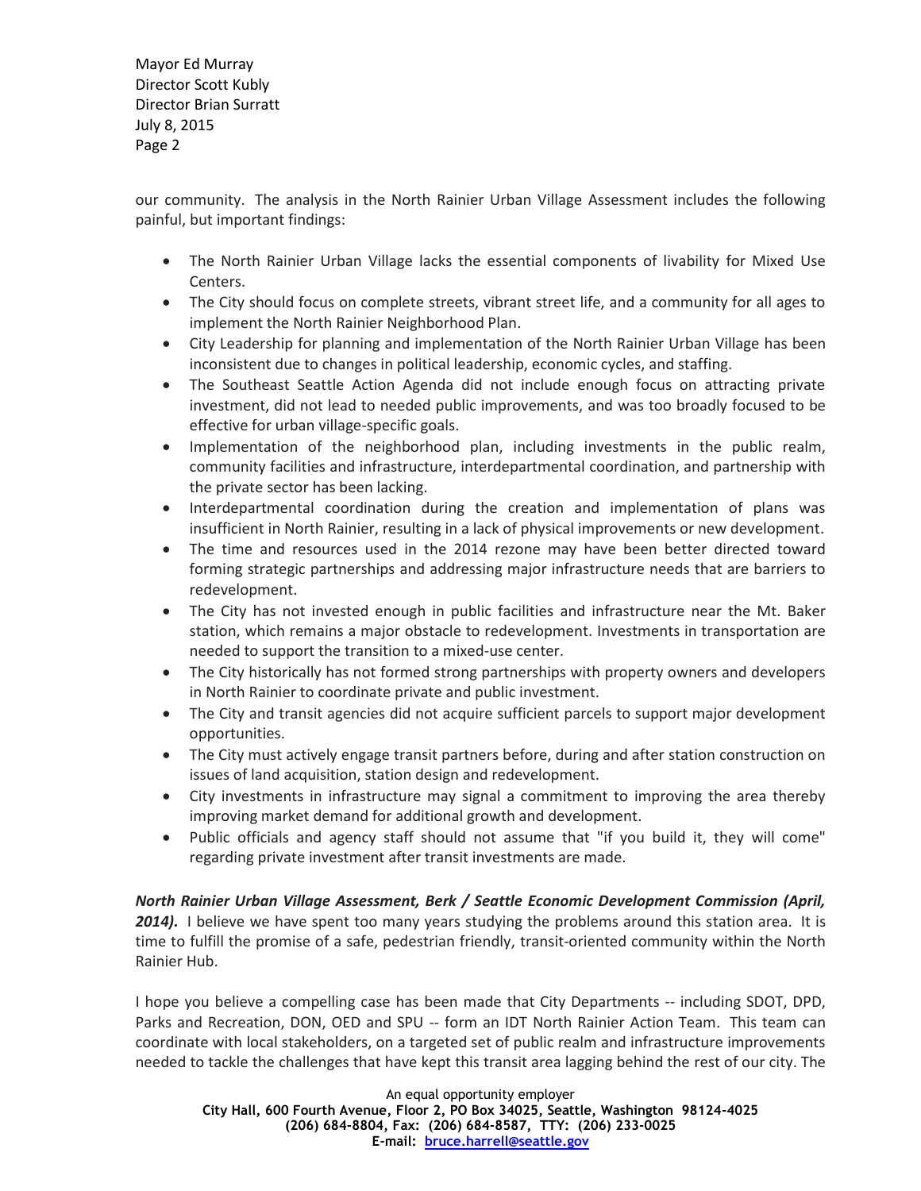our community. The analysis in the North Rainier Urban Village Assessment includes the following painful, but important findings:

- The North Rainier Urban Village lacks the essential components of livability for Mixed Use Centers.
- The City should focus on complete streets, vibrant street life, and a community for all ages to implement the North Rainier Neighborhood Plan.
- City Leadership for planning and implementation of the North Rainier Urban Village has been inconsistent due to changes in political leadership, economic cycles, and staffing.
- The Southeast Seattle Action Agenda did not include enough focus on attracting private investment, did not lead to needed public improvements, and was too broadly focused to be effective for urban village-specific goals.
- Implementation of the neighborhood plan, including investments in the public realm, community facilities and infrastructure, interdepartmental coordination, and partnership with the private sector has been lacking.
- Interdepartmental coordination during the creation and implementation of plans was insufficient in North Rainier, resulting in a lack of physical improvements or new development.
- The time and resources used in the 2014 rezone may have been better directed toward forming strategic partnerships and addressing major infrastructure needs that are barriers to redevelopment.
- The City has not invested enough in public facilities and infrastructure near the Mt. Baker station, which remains a major obstacle to redevelopment. Investments in transportation are needed to support the transition to a mixed-use center.
- The City historically has not formed strong partnerships with property owners and developers in North Rainier to coordinate private and public investment.
- The City and transit agencies did not acquire sufficient parcels to support major development opportunities.
- The City must actively engage transit partners before, during and after station construction on issues of land acquisition, station design and redevelopment.
- City investments in infrastructure may signal a commitment to improving the area thereby improving market demand for additional growth and development.
- Public officials and agency staff should not assume that "if you build it, they will come" regarding private investment after transit investments are made.

***North Rainier Urban Village Assessment, Berk / Seattle Economic Development Commission (April, 2014).*** I believe we have spent too many years studying the problems around this station area. It is time to fulfill the promise of a safe, pedestrian friendly, transit-oriented community within the North Rainier Hub.

I hope you believe a compelling case has been made that City Departments -- including SDOT, DPD, Parks and Recreation, DON, OED and SPU -- form an IDT North Rainier Action Team. This team can coordinate with local stakeholders, on a targeted set of public realm and infrastructure improvements needed to tackle the challenges that have kept this transit area lagging behind the rest of our city. The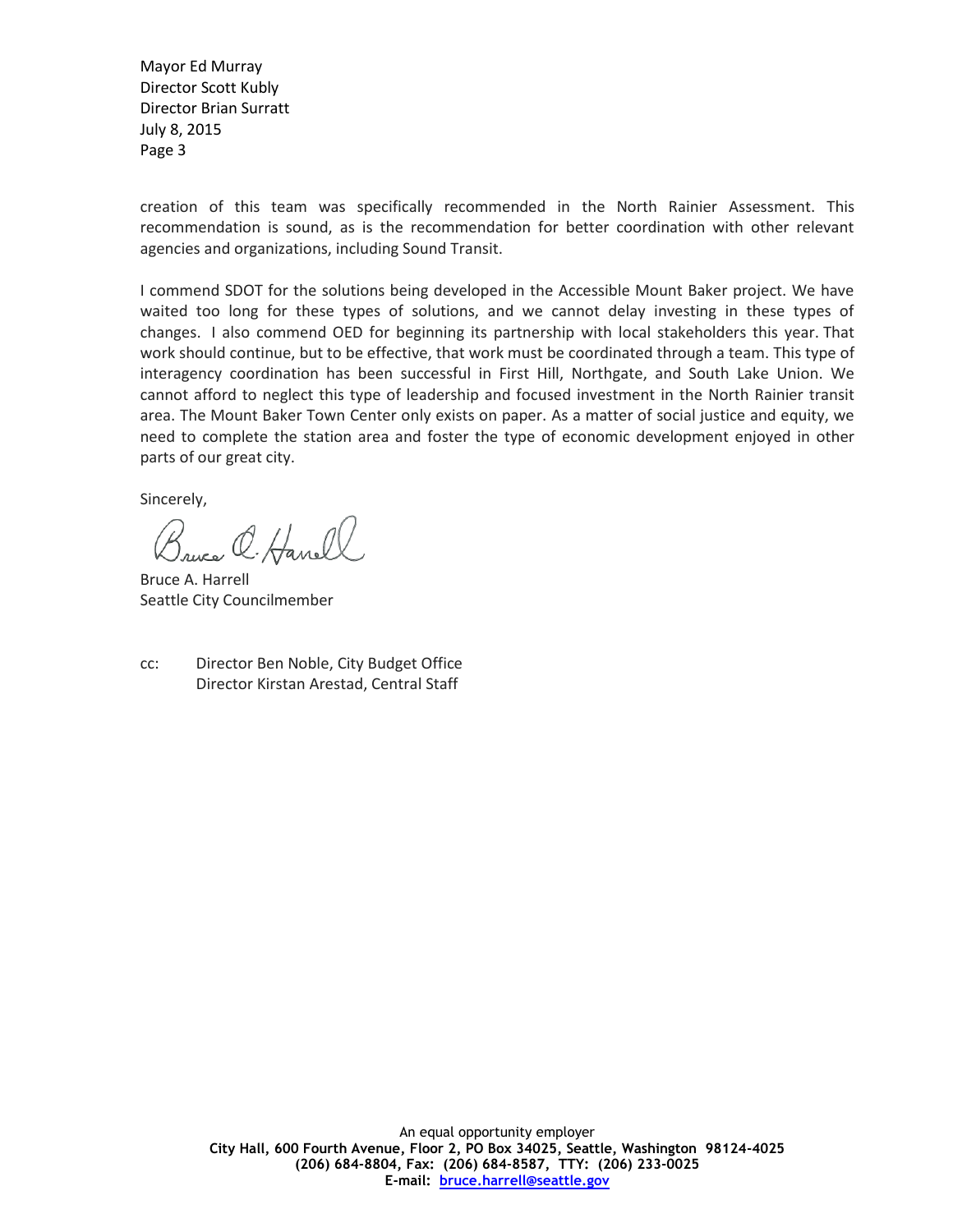creation of this team was specifically recommended in the North Rainier Assessment. This recommendation is sound, as is the recommendation for better coordination with other relevant agencies and organizations, including Sound Transit.

I commend SDOT for the solutions being developed in the Accessible Mount Baker project. We have waited too long for these types of solutions, and we cannot delay investing in these types of changes. I also commend OED for beginning its partnership with local stakeholders this year. That work should continue, but to be effective, that work must be coordinated through a team. This type of interagency coordination has been successful in First Hill, Northgate, and South Lake Union. We cannot afford to neglect this type of leadership and focused investment in the North Rainier transit area. The Mount Baker Town Center only exists on paper. As a matter of social justice and equity, we need to complete the station area and foster the type of economic development enjoyed in other parts of our great city.

Sincerely,

Bruce A. Harrell
Seattle City Councilmember

cc: Director Ben Noble, City Budget Office
Director Kirstan Arestad, Central Staff

An equal opportunity employer
City Hall, 600 Fourth Avenue, Floor 2, PO Box 34025, Seattle, Washington 98124-4025
(206) 684-8804, Fax: (206) 684-8587, TTY: (206) 233-0025
E-mail: bruce.harrell@seattle.gov